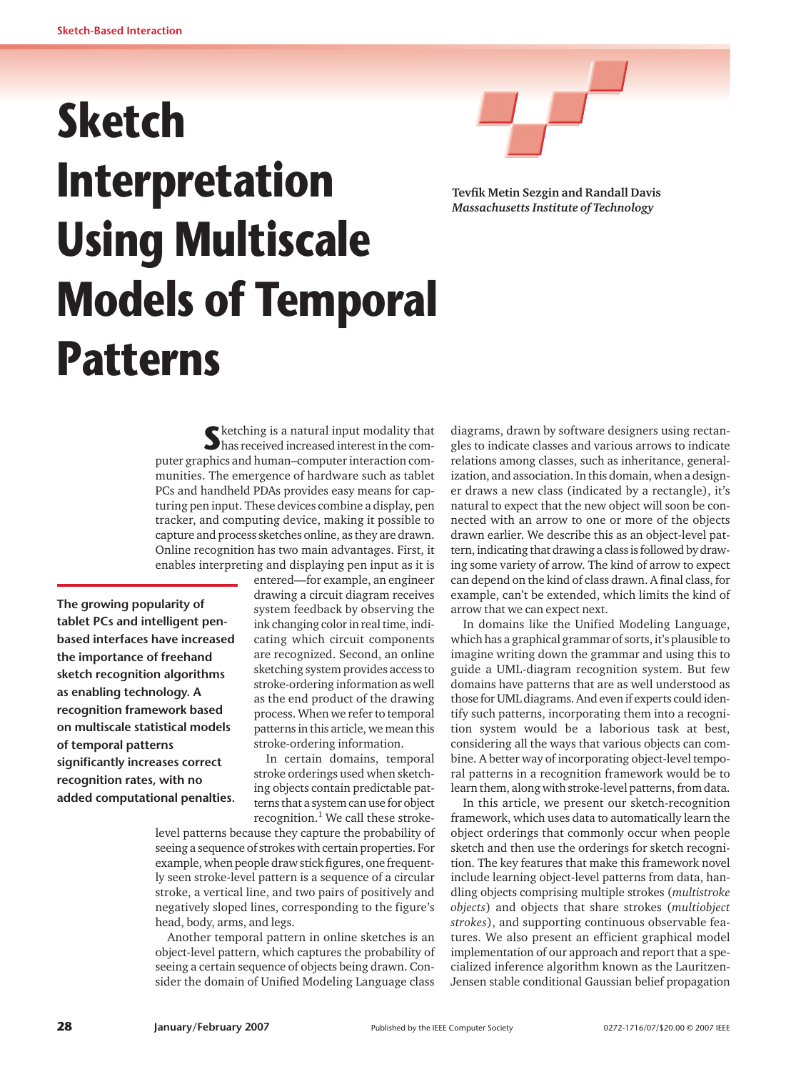# Sketch Interpretation Using Multiscale Models of Temporal Patterns

**Tevfik Metin Sezgin and Randall Davis**
*Massachusetts Institute of Technology*

**The growing popularity of tablet PCs and intelligent pen-based interfaces have increased the importance of freehand sketch recognition algorithms as enabling technology. A recognition framework based on multiscale statistical models of temporal patterns significantly increases correct recognition rates, with no added computational penalties.**

Sketching is a natural input modality that has received increased interest in the computer graphics and human–computer interaction communities. The emergence of hardware such as tablet PCs and handheld PDAs provides easy means for capturing pen input. These devices combine a display, pen tracker, and computing device, making it possible to capture and process sketches online, as they are drawn. Online recognition has two main advantages. First, it enables interpreting and displaying pen input as it is entered—for example, an engineer drawing a circuit diagram receives system feedback by observing the ink changing color in real time, indicating which circuit components are recognized. Second, an online sketching system provides access to stroke-ordering information as well as the end product of the drawing process. When we refer to temporal patterns in this article, we mean this stroke-ordering information.

In certain domains, temporal stroke orderings used when sketching objects contain predictable patterns that a system can use for object recognition.[1] We call these stroke-level patterns because they capture the probability of seeing a sequence of strokes with certain properties. For example, when people draw stick figures, one frequently seen stroke-level pattern is a sequence of a circular stroke, a vertical line, and two pairs of positively and negatively sloped lines, corresponding to the figure's head, body, arms, and legs.

Another temporal pattern in online sketches is an object-level pattern, which captures the probability of seeing a certain sequence of objects being drawn. Consider the domain of Unified Modeling Language class diagrams, drawn by software designers using rectangles to indicate classes and various arrows to indicate relations among classes, such as inheritance, generalization, and association. In this domain, when a designer draws a new class (indicated by a rectangle), it's natural to expect that the new object will soon be connected with an arrow to one or more of the objects drawn earlier. We describe this as an object-level pattern, indicating that drawing a class is followed by drawing some variety of arrow. The kind of arrow to expect can depend on the kind of class drawn. A final class, for example, can't be extended, which limits the kind of arrow that we can expect next.

In domains like the Unified Modeling Language, which has a graphical grammar of sorts, it's plausible to imagine writing down the grammar and using this to guide a UML-diagram recognition system. But few domains have patterns that are as well understood as those for UML diagrams. And even if experts could identify such patterns, incorporating them into a recognition system would be a laborious task at best, considering all the ways that various objects can combine. A better way of incorporating object-level temporal patterns in a recognition framework would be to learn them, along with stroke-level patterns, from data.

In this article, we present our sketch-recognition framework, which uses data to automatically learn the object orderings that commonly occur when people sketch and then use the orderings for sketch recognition. The key features that make this framework novel include learning object-level patterns from data, handling objects comprising multiple strokes (*multistroke objects*) and objects that share strokes (*multiobject strokes*), and supporting continuous observable features. We also present an efficient graphical model implementation of our approach and report that a specialized inference algorithm known as the Lauritzen-Jensen stable conditional Gaussian belief propagation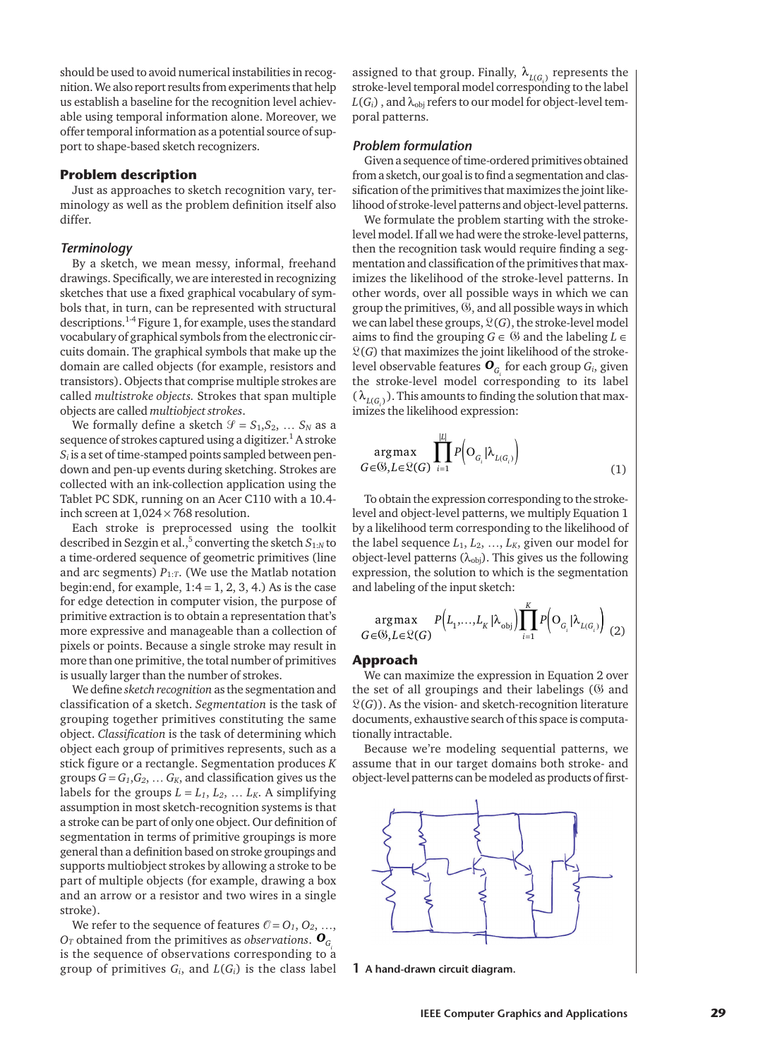should be used to avoid numerical instabilities in recognition. We also report results from experiments that help us establish a baseline for the recognition level achievable using temporal information alone. Moreover, we offer temporal information as a potential source of support to shape-based sketch recognizers.

## Problem description

Just as approaches to sketch recognition vary, terminology as well as the problem definition itself also differ.

### Terminology

By a sketch, we mean messy, informal, freehand drawings. Specifically, we are interested in recognizing sketches that use a fixed graphical vocabulary of symbols that, in turn, can be represented with structural descriptions.[1-4] Figure 1, for example, uses the standard vocabulary of graphical symbols from the electronic circuits domain. The graphical symbols that make up the domain are called objects (for example, resistors and transistors). Objects that comprise multiple strokes are called *multistroke objects*. Strokes that span multiple objects are called *multiobject strokes*.

We formally define a sketch $\mathcal{S} = S_1, S_2, \ldots S_N$ as a sequence of strokes captured using a digitizer.[1] A stroke $S_i$ is a set of time-stamped points sampled between pen-down and pen-up events during sketching. Strokes are collected with an ink-collection application using the Tablet PC SDK, running on an Acer C110 with a 10.4-inch screen at $1{,}024 \times 768$ resolution.

Each stroke is preprocessed using the toolkit described in Sezgin et al.,[5] converting the sketch $S_{1:N}$ to a time-ordered sequence of geometric primitives (line and arc segments) $P_{1:T}$. (We use the Matlab notation begin:end, for example, $1{:}4 = 1, 2, 3, 4$.) As is the case for edge detection in computer vision, the purpose of primitive extraction is to obtain a representation that's more expressive and manageable than a collection of pixels or points. Because a single stroke may result in more than one primitive, the total number of primitives is usually larger than the number of strokes.

We define *sketch recognition* as the segmentation and classification of a sketch. *Segmentation* is the task of grouping together primitives constituting the same object. *Classification* is the task of determining which object each group of primitives represents, such as a stick figure or a rectangle. Segmentation produces $K$ groups $G = G_1, G_2, \ldots G_K$, and classification gives us the labels for the groups $L = L_1, L_2, \ldots L_K$. A simplifying assumption in most sketch-recognition systems is that a stroke can be part of only one object. Our definition of segmentation in terms of primitive groupings is more general than a definition based on stroke groupings and supports multiobject strokes by allowing a stroke to be part of multiple objects (for example, drawing a box and an arrow or a resistor and two wires in a single stroke).

We refer to the sequence of features $\mathcal{O} = O_1, O_2, \ldots, O_T$ obtained from the primitives as *observations*. $\boldsymbol{O}_{G_i}$ is the sequence of observations corresponding to a group of primitives $G_i$, and $L(G_i)$ is the class label assigned to that group. Finally, $\lambda_{L(G_i)}$ represents the stroke-level temporal model corresponding to the label $L(G_i)$, and $\lambda_{\text{obj}}$ refers to our model for object-level temporal patterns.

### Problem formulation

Given a sequence of time-ordered primitives obtained from a sketch, our goal is to find a segmentation and classification of the primitives that maximizes the joint likelihood of stroke-level patterns and object-level patterns.

We formulate the problem starting with the stroke-level model. If all we had were the stroke-level patterns, then the recognition task would require finding a segmentation and classification of the primitives that maximizes the likelihood of the stroke-level patterns. In other words, over all possible ways in which we can group the primitives, $\mathfrak{G}$, and all possible ways in which we can label these groups, $\mathfrak{L}(G)$, the stroke-level model aims to find the grouping $G \in \mathfrak{G}$ and the labeling $L \in \mathfrak{L}(G)$ that maximizes the joint likelihood of the stroke-level observable features $\boldsymbol{O}_{G_i}$ for each group $G_i$, given the stroke-level model corresponding to its label ($\lambda_{L(G_i)}$). This amounts to finding the solution that maximizes the likelihood expression:

$$\underset{G \in \mathfrak{G}, L \in \mathfrak{L}(G)}{\operatorname{argmax}} \prod_{i=1}^{|L|} P\left(O_{G_i} | \lambda_{L(G_i)}\right) \tag{1}$$

To obtain the expression corresponding to the stroke-level and object-level patterns, we multiply Equation 1 by a likelihood term corresponding to the likelihood of the label sequence $L_1, L_2, \ldots, L_K$, given our model for object-level patterns ($\lambda_{\text{obj}}$). This gives us the following expression, the solution to which is the segmentation and labeling of the input sketch:

$$\underset{G \in \mathfrak{G}, L \in \mathfrak{L}(G)}{\operatorname{argmax}} P\left(L_1, \ldots, L_K | \lambda_{\text{obj}}\right) \prod_{i=1}^{K} P\left(O_{G_i} | \lambda_{L(G_i)}\right) \tag{2}$$

## Approach

We can maximize the expression in Equation 2 over the set of all groupings and their labelings ($\mathfrak{G}$ and $\mathfrak{L}(G)$). As the vision- and sketch-recognition literature documents, exhaustive search of this space is computationally intractable.

Because we're modeling sequential patterns, we assume that in our target domains both stroke- and object-level patterns can be modeled as products of first-

**1** A hand-drawn circuit diagram.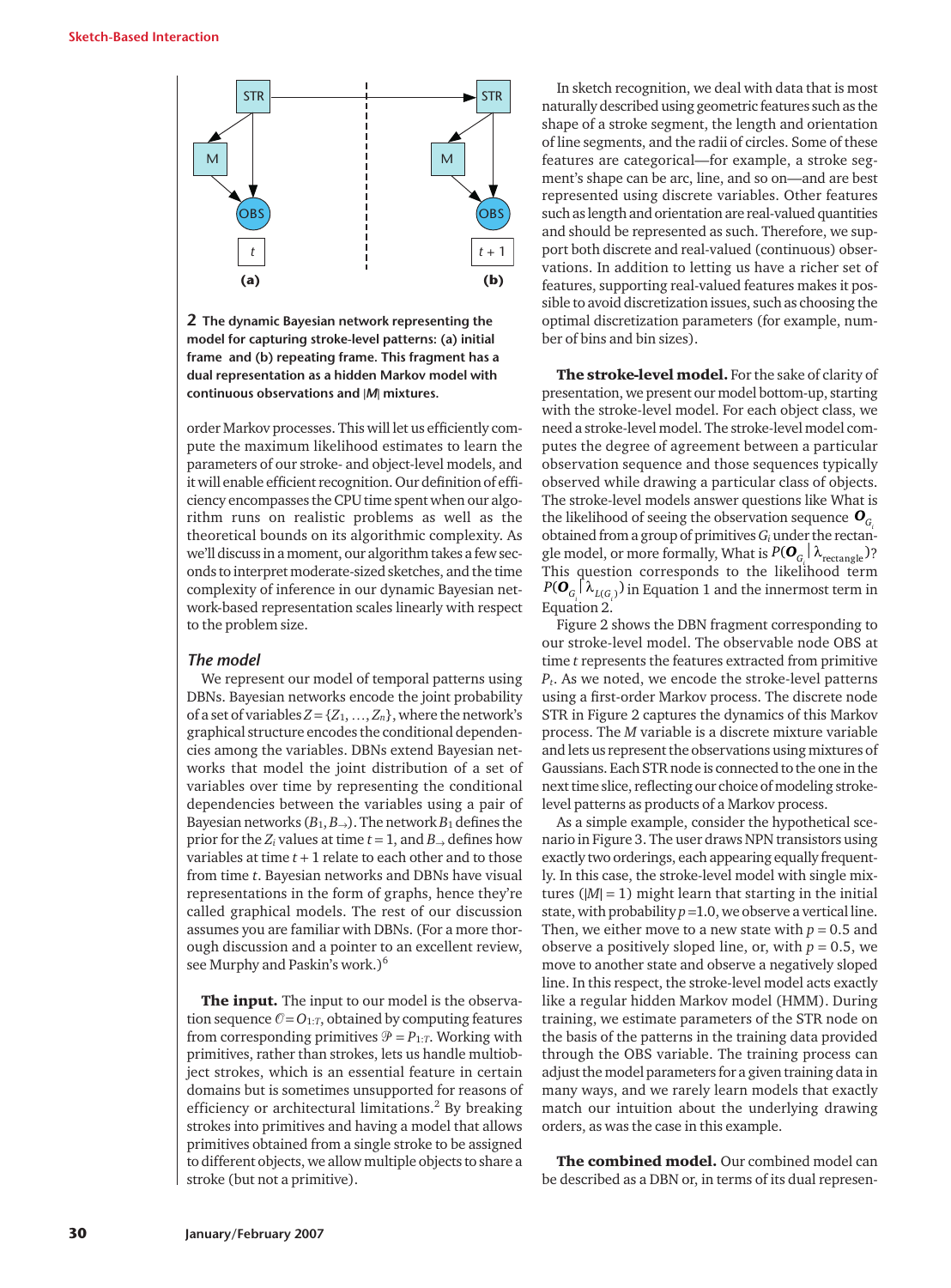2 **The dynamic Bayesian network representing the model for capturing stroke-level patterns: (a) initial frame and (b) repeating frame. This fragment has a dual representation as a hidden Markov model with continuous observations and $|M|$ mixtures.**

order Markov processes. This will let us efficiently compute the maximum likelihood estimates to learn the parameters of our stroke- and object-level models, and it will enable efficient recognition. Our definition of efficiency encompasses the CPU time spent when our algorithm runs on realistic problems as well as the theoretical bounds on its algorithmic complexity. As we'll discuss in a moment, our algorithm takes a few seconds to interpret moderate-sized sketches, and the time complexity of inference in our dynamic Bayesian network-based representation scales linearly with respect to the problem size.

### *The model*

We represent our model of temporal patterns using DBNs. Bayesian networks encode the joint probability of a set of variables $Z = \{Z_1, \ldots, Z_n\}$, where the network's graphical structure encodes the conditional dependencies among the variables. DBNs extend Bayesian networks that model the joint distribution of a set of variables over time by representing the conditional dependencies between the variables using a pair of Bayesian networks $(B_1, B_\rightarrow)$. The network $B_1$ defines the prior for the $Z_i$ values at time $t = 1$, and $B_\rightarrow$ defines how variables at time $t + 1$ relate to each other and to those from time $t$. Bayesian networks and DBNs have visual representations in the form of graphs, hence they're called graphical models. The rest of our discussion assumes you are familiar with DBNs. (For a more thorough discussion and a pointer to an excellent review, see Murphy and Paskin's work.)[6]

**The input.** The input to our model is the observation sequence $\mathcal{O} = O_{1:T}$, obtained by computing features from corresponding primitives $\mathcal{P} = P_{1:T}$. Working with primitives, rather than strokes, lets us handle multiobject strokes, which is an essential feature in certain domains but is sometimes unsupported for reasons of efficiency or architectural limitations.[2] By breaking strokes into primitives and having a model that allows primitives obtained from a single stroke to be assigned to different objects, we allow multiple objects to share a stroke (but not a primitive).

In sketch recognition, we deal with data that is most naturally described using geometric features such as the shape of a stroke segment, the length and orientation of line segments, and the radii of circles. Some of these features are categorical—for example, a stroke segment's shape can be arc, line, and so on—and are best represented using discrete variables. Other features such as length and orientation are real-valued quantities and should be represented as such. Therefore, we support both discrete and real-valued (continuous) observations. In addition to letting us have a richer set of features, supporting real-valued features makes it possible to avoid discretization issues, such as choosing the optimal discretization parameters (for example, number of bins and bin sizes).

**The stroke-level model.** For the sake of clarity of presentation, we present our model bottom-up, starting with the stroke-level model. For each object class, we need a stroke-level model. The stroke-level model computes the degree of agreement between a particular observation sequence and those sequences typically observed while drawing a particular class of objects. The stroke-level models answer questions like What is the likelihood of seeing the observation sequence $\boldsymbol{O}_{G_i}$ obtained from a group of primitives $G_i$ under the rectangle model, or more formally, What is $P(\boldsymbol{O}_{G_i} | \lambda_{\text{rectangle}})$? This question corresponds to the likelihood term $P(\boldsymbol{O}_{G_i} | \lambda_{L(G_i)})$ in Equation 1 and the innermost term in Equation 2.

Figure 2 shows the DBN fragment corresponding to our stroke-level model. The observable node OBS at time $t$ represents the features extracted from primitive $P_t$. As we noted, we encode the stroke-level patterns using a first-order Markov process. The discrete node STR in Figure 2 captures the dynamics of this Markov process. The $M$ variable is a discrete mixture variable and lets us represent the observations using mixtures of Gaussians. Each STR node is connected to the one in the next time slice, reflecting our choice of modeling stroke-level patterns as products of a Markov process.

As a simple example, consider the hypothetical scenario in Figure 3. The user draws NPN transistors using exactly two orderings, each appearing equally frequently. In this case, the stroke-level model with single mixtures ($|M| = 1$) might learn that starting in the initial state, with probability $p = 1.0$, we observe a vertical line. Then, we either move to a new state with $p = 0.5$ and observe a positively sloped line, or, with $p = 0.5$, we move to another state and observe a negatively sloped line. In this respect, the stroke-level model acts exactly like a regular hidden Markov model (HMM). During training, we estimate parameters of the STR node on the basis of the patterns in the training data provided through the OBS variable. The training process can adjust the model parameters for a given training data in many ways, and we rarely learn models that exactly match our intuition about the underlying drawing orders, as was the case in this example.

**The combined model.** Our combined model can be described as a DBN or, in terms of its dual represen-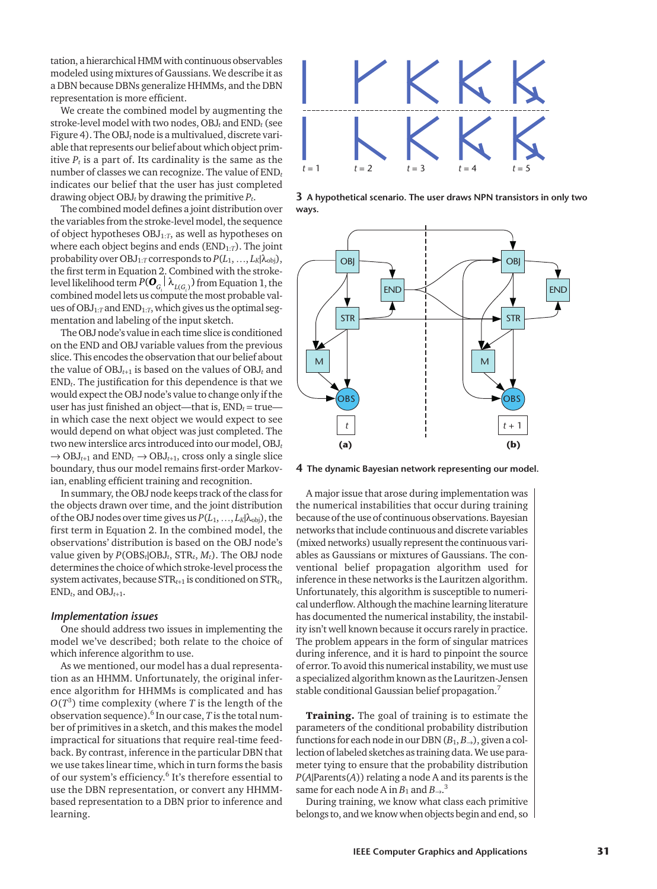tation, a hierarchical HMM with continuous observables modeled using mixtures of Gaussians. We describe it as a DBN because DBNs generalize HHMMs, and the DBN representation is more efficient.

We create the combined model by augmenting the stroke-level model with two nodes, $OBJ_t$ and $END_t$ (see Figure 4). The $OBJ_t$ node is a multivalued, discrete variable that represents our belief about which object primitive $P_t$ is a part of. Its cardinality is the same as the number of classes we can recognize. The value of $END_t$ indicates our belief that the user has just completed drawing object $OBJ_t$ by drawing the primitive $P_t$.

The combined model defines a joint distribution over the variables from the stroke-level model, the sequence of object hypotheses $OBJ_{1:T}$, as well as hypotheses on where each object begins and ends ($END_{1:T}$). The joint probability over $OBJ_{1:T}$ corresponds to $P(L_1, \ldots, L_K|\lambda_{obj})$, the first term in Equation 2. Combined with the stroke-level likelihood term $P(\boldsymbol{O}_{G_i} | \lambda_{L(G_i)})$ from Equation 1, the combined model lets us compute the most probable values of $OBJ_{1:T}$ and $END_{1:T}$, which gives us the optimal segmentation and labeling of the input sketch.

The OBJ node's value in each time slice is conditioned on the END and OBJ variable values from the previous slice. This encodes the observation that our belief about the value of $OBJ_{t+1}$ is based on the values of $OBJ_t$ and $END_t$. The justification for this dependence is that we would expect the OBJ node's value to change only if the user has just finished an object—that is, $END_t$ = true—in which case the next object we would expect to see would depend on what object was just completed. The two new interslice arcs introduced into our model, $OBJ_t \rightarrow OBJ_{t+1}$ and $END_t \rightarrow OBJ_{t+1}$, cross only a single slice boundary, thus our model remains first-order Markovian, enabling efficient training and recognition.

In summary, the OBJ node keeps track of the class for the objects drawn over time, and the joint distribution of the OBJ nodes over time gives us $P(L_1, \ldots, L_K|\lambda_{obj})$, the first term in Equation 2. In the combined model, the observations' distribution is based on the OBJ node's value given by $P(OBS_t|OBJ_t, STR_t, M_t)$. The OBJ node determines the choice of which stroke-level process the system activates, because $STR_{t+1}$ is conditioned on $STR_t$, $END_t$, and $OBJ_{t+1}$.

### *Implementation issues*

One should address two issues in implementing the model we've described; both relate to the choice of which inference algorithm to use.

As we mentioned, our model has a dual representation as an HHMM. Unfortunately, the original inference algorithm for HHMMs is complicated and has $O(T^3)$ time complexity (where $T$ is the length of the observation sequence).[6] In our case, $T$ is the total number of primitives in a sketch, and this makes the model impractical for situations that require real-time feedback. By contrast, inference in the particular DBN that we use takes linear time, which in turn forms the basis of our system's efficiency.[6] It's therefore essential to use the DBN representation, or convert any HHMM-based representation to a DBN prior to inference and learning.

**3** A hypothetical scenario. The user draws NPN transistors in only two ways.

**4** The dynamic Bayesian network representing our model.

A major issue that arose during implementation was the numerical instabilities that occur during training because of the use of continuous observations. Bayesian networks that include continuous and discrete variables (mixed networks) usually represent the continuous variables as Gaussians or mixtures of Gaussians. The conventional belief propagation algorithm used for inference in these networks is the Lauritzen algorithm. Unfortunately, this algorithm is susceptible to numerical underflow. Although the machine learning literature has documented the numerical instability, the instability isn't well known because it occurs rarely in practice. The problem appears in the form of singular matrices during inference, and it is hard to pinpoint the source of error. To avoid this numerical instability, we must use a specialized algorithm known as the Lauritzen-Jensen stable conditional Gaussian belief propagation.[7]

**Training.** The goal of training is to estimate the parameters of the conditional probability distribution functions for each node in our DBN ($B_1, B_{\rightarrow}$), given a collection of labeled sketches as training data. We use parameter tying to ensure that the probability distribution $P(A|\text{Parents}(A))$ relating a node A and its parents is the same for each node A in $B_1$ and $B_{\rightarrow}$.[3]

During training, we know what class each primitive belongs to, and we know when objects begin and end, so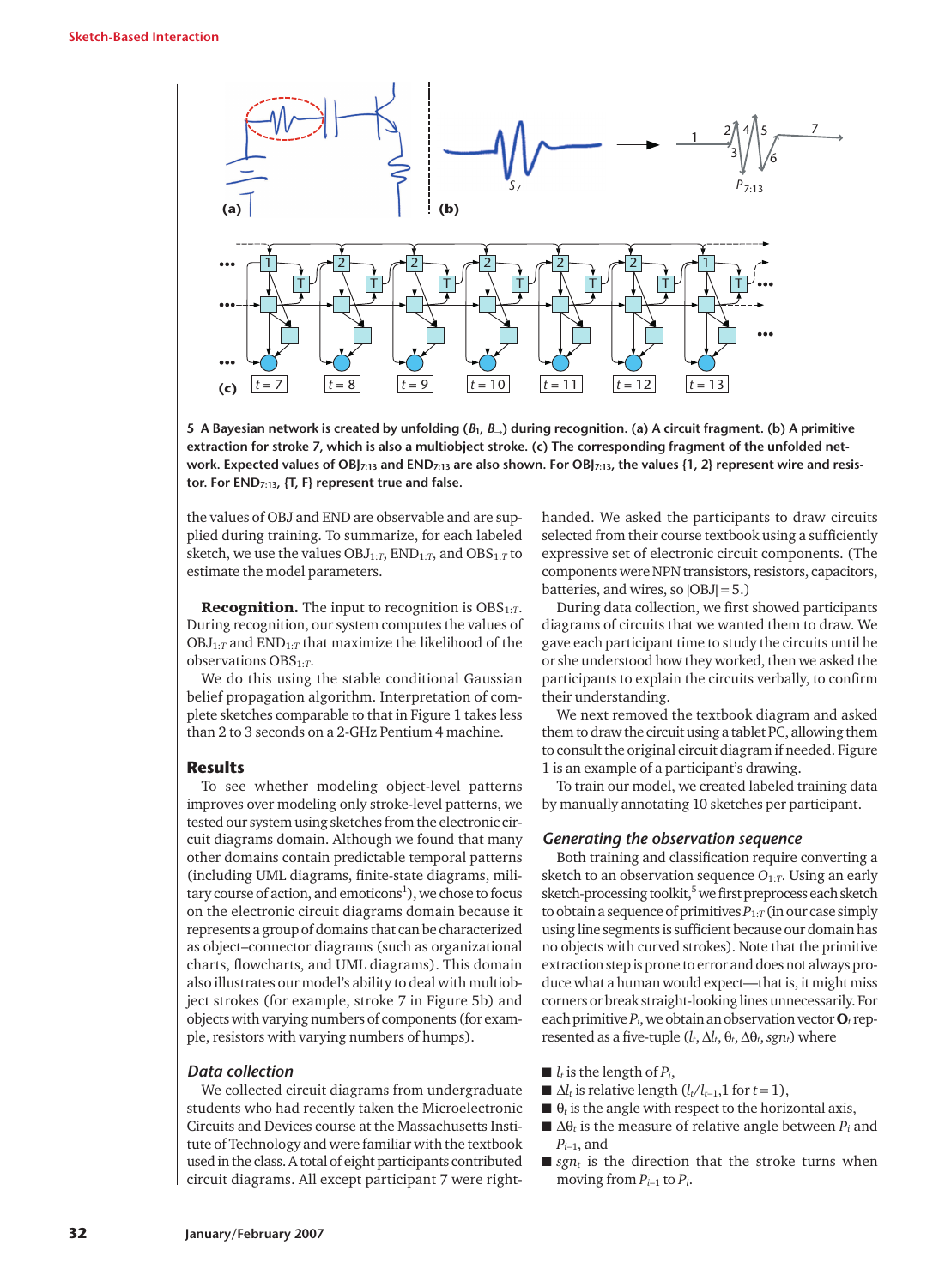5 **A Bayesian network is created by unfolding ($B_1$, $B_{\rightarrow}$) during recognition. (a) A circuit fragment. (b) A primitive extraction for stroke 7, which is also a multiobject stroke. (c) The corresponding fragment of the unfolded network. Expected values of $OBJ_{7:13}$ and $END_{7:13}$ are also shown. For $OBJ_{7:13}$, the values {1, 2} represent wire and resistor. For $END_{7:13}$, {T, F} represent true and false.**

the values of OBJ and END are observable and are supplied during training. To summarize, for each labeled sketch, we use the values $OBJ_{1:T}$, $END_{1:T}$, and $OBS_{1:T}$ to estimate the model parameters.

**Recognition.** The input to recognition is $OBS_{1:T}$. During recognition, our system computes the values of $OBJ_{1:T}$ and $END_{1:T}$ that maximize the likelihood of the observations $OBS_{1:T}$.

We do this using the stable conditional Gaussian belief propagation algorithm. Interpretation of complete sketches comparable to that in Figure 1 takes less than 2 to 3 seconds on a 2-GHz Pentium 4 machine.

## Results

To see whether modeling object-level patterns improves over modeling only stroke-level patterns, we tested our system using sketches from the electronic circuit diagrams domain. Although we found that many other domains contain predictable temporal patterns (including UML diagrams, finite-state diagrams, military course of action, and emoticons[1]), we chose to focus on the electronic circuit diagrams domain because it represents a group of domains that can be characterized as object–connector diagrams (such as organizational charts, flowcharts, and UML diagrams). This domain also illustrates our model's ability to deal with multiobject strokes (for example, stroke 7 in Figure 5b) and objects with varying numbers of components (for example, resistors with varying numbers of humps).

### *Data collection*

We collected circuit diagrams from undergraduate students who had recently taken the Microelectronic Circuits and Devices course at the Massachusetts Institute of Technology and were familiar with the textbook used in the class. A total of eight participants contributed circuit diagrams. All except participant 7 were right-handed. We asked the participants to draw circuits selected from their course textbook using a sufficiently expressive set of electronic circuit components. (The components were NPN transistors, resistors, capacitors, batteries, and wires, so $|OBJ| = 5$.)

During data collection, we first showed participants diagrams of circuits that we wanted them to draw. We gave each participant time to study the circuits until he or she understood how they worked, then we asked the participants to explain the circuits verbally, to confirm their understanding.

We next removed the textbook diagram and asked them to draw the circuit using a tablet PC, allowing them to consult the original circuit diagram if needed. Figure 1 is an example of a participant's drawing.

To train our model, we created labeled training data by manually annotating 10 sketches per participant.

### *Generating the observation sequence*

Both training and classification require converting a sketch to an observation sequence $O_{1:T}$. Using an early sketch-processing toolkit,[5] we first preprocess each sketch to obtain a sequence of primitives $P_{1:T}$ (in our case simply using line segments is sufficient because our domain has no objects with curved strokes). Note that the primitive extraction step is prone to error and does not always produce what a human would expect—that is, it might miss corners or break straight-looking lines unnecessarily. For each primitive $P_i$, we obtain an observation vector $\mathbf{O}_t$ represented as a five-tuple ($l_t$, $\Delta l_t$, $\theta_t$, $\Delta\theta_t$, $sgn_t$) where

- $l_t$ is the length of $P_i$,
- $\Delta l_t$ is relative length ($l_t/l_{t-1}$,1 for $t = 1$),
- $\theta_t$ is the angle with respect to the horizontal axis,
- $\Delta\theta_t$ is the measure of relative angle between $P_i$ and $P_{i-1}$, and
- $sgn_t$ is the direction that the stroke turns when moving from $P_{i-1}$ to $P_i$.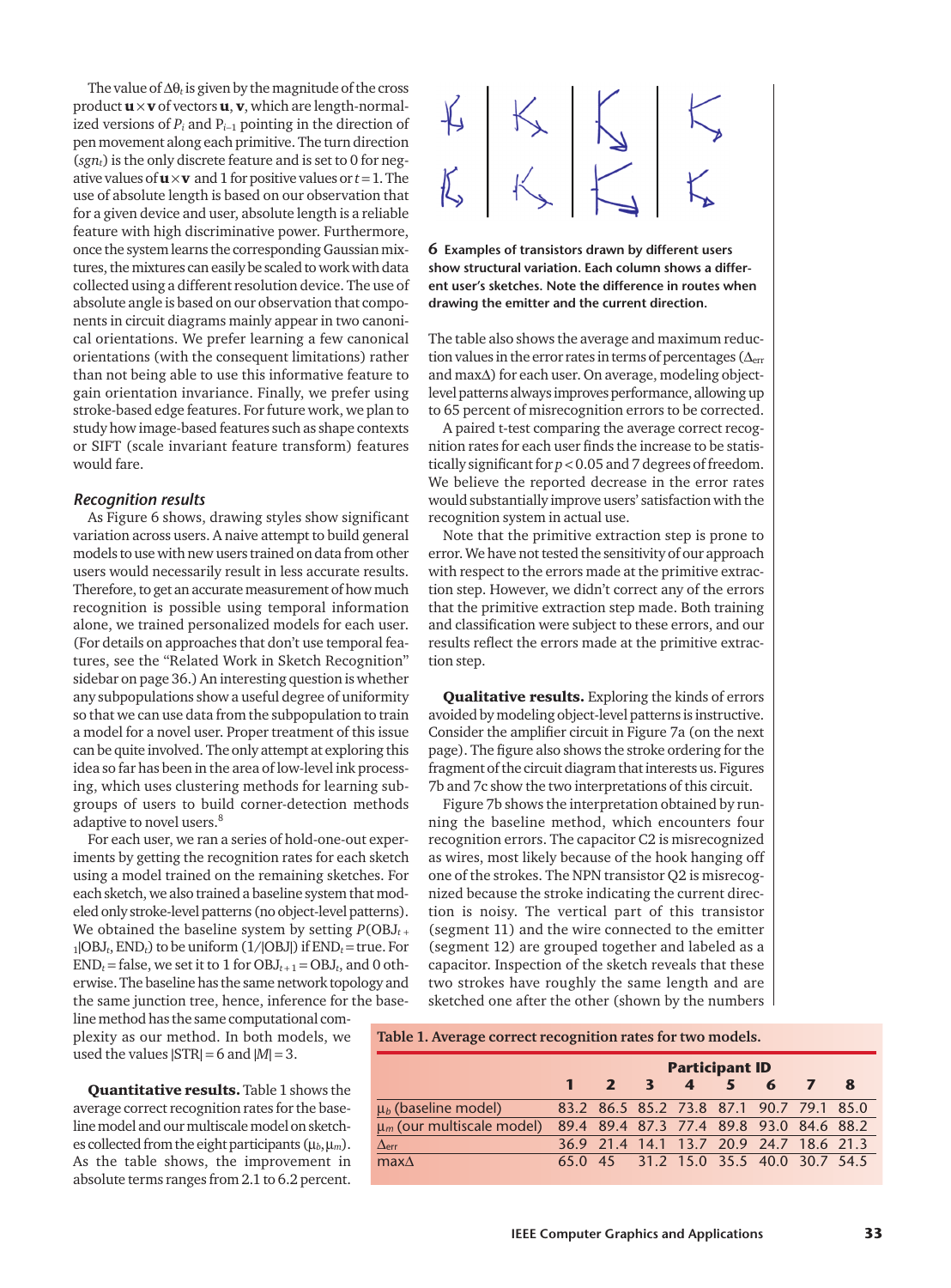The value of $\Delta\theta_t$ is given by the magnitude of the cross product $\mathbf{u} \times \mathbf{v}$ of vectors $\mathbf{u}$, $\mathbf{v}$, which are length-normalized versions of $P_i$ and $P_{i-1}$ pointing in the direction of pen movement along each primitive. The turn direction ($sgn_t$) is the only discrete feature and is set to 0 for negative values of $\mathbf{u} \times \mathbf{v}$ and 1 for positive values or $t = 1$. The use of absolute length is based on our observation that for a given device and user, absolute length is a reliable feature with high discriminative power. Furthermore, once the system learns the corresponding Gaussian mixtures, the mixtures can easily be scaled to work with data collected using a different resolution device. The use of absolute angle is based on our observation that components in circuit diagrams mainly appear in two canonical orientations. We prefer learning a few canonical orientations (with the consequent limitations) rather than not being able to use this informative feature to gain orientation invariance. Finally, we prefer using stroke-based edge features. For future work, we plan to study how image-based features such as shape contexts or SIFT (scale invariant feature transform) features would fare.

### *Recognition results*

As Figure 6 shows, drawing styles show significant variation across users. A naive attempt to build general models to use with new users trained on data from other users would necessarily result in less accurate results. Therefore, to get an accurate measurement of how much recognition is possible using temporal information alone, we trained personalized models for each user. (For details on approaches that don't use temporal features, see the "Related Work in Sketch Recognition" sidebar on page 36.) An interesting question is whether any subpopulations show a useful degree of uniformity so that we can use data from the subpopulation to train a model for a novel user. Proper treatment of this issue can be quite involved. The only attempt at exploring this idea so far has been in the area of low-level ink processing, which uses clustering methods for learning subgroups of users to build corner-detection methods adaptive to novel users.[8]

For each user, we ran a series of hold-one-out experiments by getting the recognition rates for each sketch using a model trained on the remaining sketches. For each sketch, we also trained a baseline system that modeled only stroke-level patterns (no object-level patterns). We obtained the baseline system by setting $P(\mathrm{OBJ}_{t+1}|\mathrm{OBJ}_t, \mathrm{END}_t)$ to be uniform $(1/|\mathrm{OBJ}|)$ if $\mathrm{END}_t = \mathrm{true}$. For $\mathrm{END}_t = \mathrm{false}$, we set it to 1 for $\mathrm{OBJ}_{t+1} = \mathrm{OBJ}_t$, and 0 otherwise. The baseline has the same network topology and the same junction tree, hence, inference for the baseline method has the same computational complexity as our method. In both models, we used the values $|\mathrm{STR}| = 6$ and $|M| = 3$.

**Quantitative results.** Table 1 shows the average correct recognition rates for the baseline model and our multiscale model on sketches collected from the eight participants ($\mu_b$, $\mu_m$). As the table shows, the improvement in absolute terms ranges from 2.1 to 6.2 percent.

**6** **Examples of transistors drawn by different users show structural variation. Each column shows a different user's sketches. Note the difference in routes when drawing the emitter and the current direction.**

The table also shows the average and maximum reduction values in the error rates in terms of percentages ($\Delta_{err}$ and max$\Delta$) for each user. On average, modeling object-level patterns always improves performance, allowing up to 65 percent of misrecognition errors to be corrected.

A paired t-test comparing the average correct recognition rates for each user finds the increase to be statistically significant for $p < 0.05$ and 7 degrees of freedom. We believe the reported decrease in the error rates would substantially improve users' satisfaction with the recognition system in actual use.

Note that the primitive extraction step is prone to error. We have not tested the sensitivity of our approach with respect to the errors made at the primitive extraction step. However, we didn't correct any of the errors that the primitive extraction step made. Both training and classification were subject to these errors, and our results reflect the errors made at the primitive extraction step.

**Qualitative results.** Exploring the kinds of errors avoided by modeling object-level patterns is instructive. Consider the amplifier circuit in Figure 7a (on the next page). The figure also shows the stroke ordering for the fragment of the circuit diagram that interests us. Figures 7b and 7c show the two interpretations of this circuit.

Figure 7b shows the interpretation obtained by running the baseline method, which encounters four recognition errors. The capacitor C2 is misrecognized as wires, most likely because of the hook hanging off one of the strokes. The NPN transistor Q2 is misrecognized because the stroke indicating the current direction is noisy. The vertical part of this transistor (segment 11) and the wire connected to the emitter (segment 12) are grouped together and labeled as a capacitor. Inspection of the sketch reveals that these two strokes have roughly the same length and are sketched one after the other (shown by the numbers

**Table 1. Average correct recognition rates for two models.**

| | Participant ID | | | | | | | |
|---|---|---|---|---|---|---|---|---|
| | 1 | 2 | 3 | 4 | 5 | 6 | 7 | 8 |
| $\mu_b$ (baseline model) | 83.2 | 86.5 | 85.2 | 73.8 | 87.1 | 90.7 | 79.1 | 85.0 |
| $\mu_m$ (our multiscale model) | 89.4 | 89.4 | 87.3 | 77.4 | 89.8 | 93.0 | 84.6 | 88.2 |
| $\Delta_{err}$ | 36.9 | 21.4 | 14.1 | 13.7 | 20.9 | 24.7 | 18.6 | 21.3 |
| max$\Delta$ | 65.0 | 45 | 31.2 | 15.0 | 35.5 | 40.0 | 30.7 | 54.5 |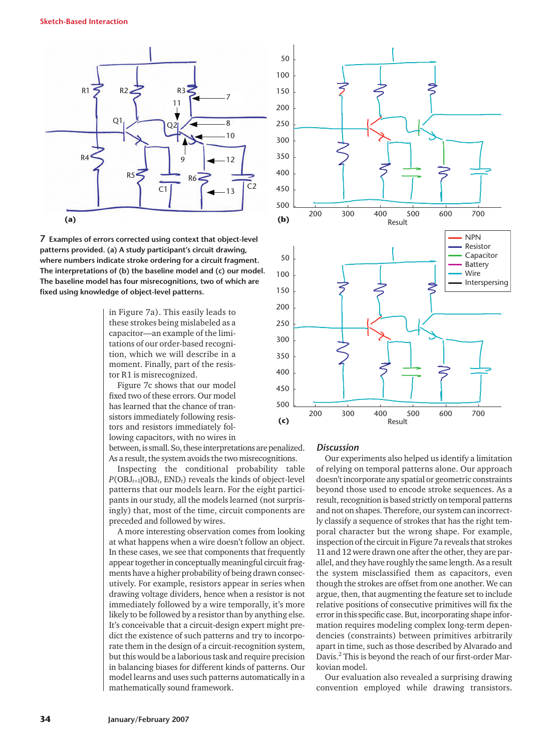**7** **Examples of errors corrected using context that object-level patterns provided. (a) A study participant's circuit drawing, where numbers indicate stroke ordering for a circuit fragment. The interpretations of (b) the baseline model and (c) our model. The baseline model has four misrecognitions, two of which are fixed using knowledge of object-level patterns.**

in Figure 7a). This easily leads to these strokes being mislabeled as a capacitor—an example of the limitations of our order-based recognition, which we will describe in a moment. Finally, part of the resistor R1 is misrecognized.

Figure 7c shows that our model fixed two of these errors. Our model has learned that the chance of transistors immediately following resistors and resistors immediately following capacitors, with no wires in between, is small. So, these interpretations are penalized. As a result, the system avoids the two misrecognitions.

Inspecting the conditional probability table $P(\mathrm{OBJ}_{t+1}|\mathrm{OBJ}_t, \mathrm{END}_t)$ reveals the kinds of object-level patterns that our models learn. For the eight participants in our study, all the models learned (not surprisingly) that, most of the time, circuit components are preceded and followed by wires.

A more interesting observation comes from looking at what happens when a wire doesn't follow an object. In these cases, we see that components that frequently appear together in conceptually meaningful circuit fragments have a higher probability of being drawn consecutively. For example, resistors appear in series when drawing voltage dividers, hence when a resistor is not immediately followed by a wire temporally, it's more likely to be followed by a resistor than by anything else. It's conceivable that a circuit-design expert might predict the existence of such patterns and try to incorporate them in the design of a circuit-recognition system, but this would be a laborious task and require precision in balancing biases for different kinds of patterns. Our model learns and uses such patterns automatically in a mathematically sound framework.

### Discussion

Our experiments also helped us identify a limitation of relying on temporal patterns alone. Our approach doesn't incorporate any spatial or geometric constraints beyond those used to encode stroke sequences. As a result, recognition is based strictly on temporal patterns and not on shapes. Therefore, our system can incorrectly classify a sequence of strokes that has the right temporal character but the wrong shape. For example, inspection of the circuit in Figure 7a reveals that strokes 11 and 12 were drawn one after the other, they are parallel, and they have roughly the same length. As a result the system misclassified them as capacitors, even though the strokes are offset from one another. We can argue, then, that augmenting the feature set to include relative positions of consecutive primitives will fix the error in this specific case. But, incorporating shape information requires modeling complex long-term dependencies (constraints) between primitives arbitrarily apart in time, such as those described by Alvarado and Davis.[2] This is beyond the reach of our first-order Markovian model.

Our evaluation also revealed a surprising drawing convention employed while drawing transistors.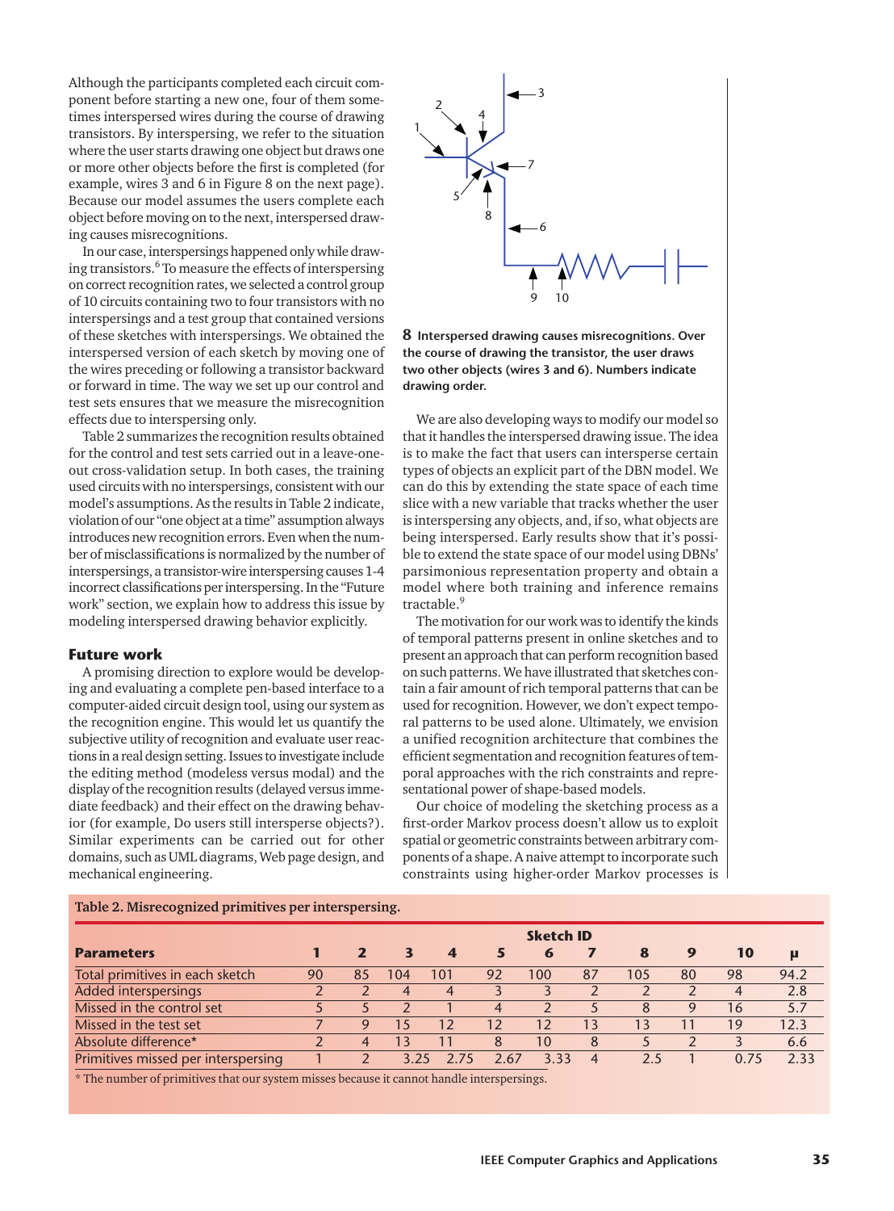Although the participants completed each circuit component before starting a new one, four of them sometimes interspersed wires during the course of drawing transistors. By interspersing, we refer to the situation where the user starts drawing one object but draws one or more other objects before the first is completed (for example, wires 3 and 6 in Figure 8 on the next page). Because our model assumes the users complete each object before moving on to the next, interspersed drawing causes misrecognitions.

In our case, interspersings happened only while drawing transistors.[6] To measure the effects of interspersing on correct recognition rates, we selected a control group of 10 circuits containing two to four transistors with no interspersings and a test group that contained versions of these sketches with interspersings. We obtained the interspersed version of each sketch by moving one of the wires preceding or following a transistor backward or forward in time. The way we set up our control and test sets ensures that we measure the misrecognition effects due to interspersing only.

Table 2 summarizes the recognition results obtained for the control and test sets carried out in a leave-one-out cross-validation setup. In both cases, the training used circuits with no interspersings, consistent with our model's assumptions. As the results in Table 2 indicate, violation of our "one object at a time" assumption always introduces new recognition errors. Even when the number of misclassifications is normalized by the number of interspersings, a transistor-wire interspersing causes 1-4 incorrect classifications per interspersing. In the "Future work" section, we explain how to address this issue by modeling interspersed drawing behavior explicitly.

## Future work

A promising direction to explore would be developing and evaluating a complete pen-based interface to a computer-aided circuit design tool, using our system as the recognition engine. This would let us quantify the subjective utility of recognition and evaluate user reactions in a real design setting. Issues to investigate include the editing method (modeless versus modal) and the display of the recognition results (delayed versus immediate feedback) and their effect on the drawing behavior (for example, Do users still intersperse objects?). Similar experiments can be carried out for other domains, such as UML diagrams, Web page design, and mechanical engineering.

1
2
3
4
5
6
7
8
9
10

**8 Interspersed drawing causes misrecognitions. Over the course of drawing the transistor, the user draws two other objects (wires 3 and 6). Numbers indicate drawing order.**

We are also developing ways to modify our model so that it handles the interspersed drawing issue. The idea is to make the fact that users can intersperse certain types of objects an explicit part of the DBN model. We can do this by extending the state space of each time slice with a new variable that tracks whether the user is interspersing any objects, and, if so, what objects are being interspersed. Early results show that it's possible to extend the state space of our model using DBNs' parsimonious representation property and obtain a model where both training and inference remains tractable.[9]

The motivation for our work was to identify the kinds of temporal patterns present in online sketches and to present an approach that can perform recognition based on such patterns. We have illustrated that sketches contain a fair amount of rich temporal patterns that can be used for recognition. However, we don't expect temporal patterns to be used alone. Ultimately, we envision a unified recognition architecture that combines the efficient segmentation and recognition features of temporal approaches with the rich constraints and representational power of shape-based models.

Our choice of modeling the sketching process as a first-order Markov process doesn't allow us to exploit spatial or geometric constraints between arbitrary components of a shape. A naive attempt to incorporate such constraints using higher-order Markov processes is

**Table 2. Misrecognized primitives per interspersing.**

| | Sketch ID | | | | | | | | | | |
|---|---|---|---|---|---|---|---|---|---|---|---|
| **Parameters** | **1** | **2** | **3** | **4** | **5** | **6** | **7** | **8** | **9** | **10** | **μ** |
| Total primitives in each sketch | 90 | 85 | 104 | 101 | 92 | 100 | 87 | 105 | 80 | 98 | 94.2 |
| Added interspersings | 2 | 2 | 4 | 4 | 3 | 3 | 2 | 2 | 2 | 4 | 2.8 |
| Missed in the control set | 5 | 5 | 2 | 1 | 4 | 2 | 5 | 8 | 9 | 16 | 5.7 |
| Missed in the test set | 7 | 9 | 15 | 12 | 12 | 12 | 13 | 13 | 11 | 19 | 12.3 |
| Absolute difference* | 2 | 4 | 13 | 11 | 8 | 10 | 8 | 5 | 2 | 3 | 6.6 |
| Primitives missed per interspersing | 1 | 2 | 3.25 | 2.75 | 2.67 | 3.33 | 4 | 2.5 | 1 | 0.75 | 2.33 |

* The number of primitives that our system misses because it cannot handle interspersings.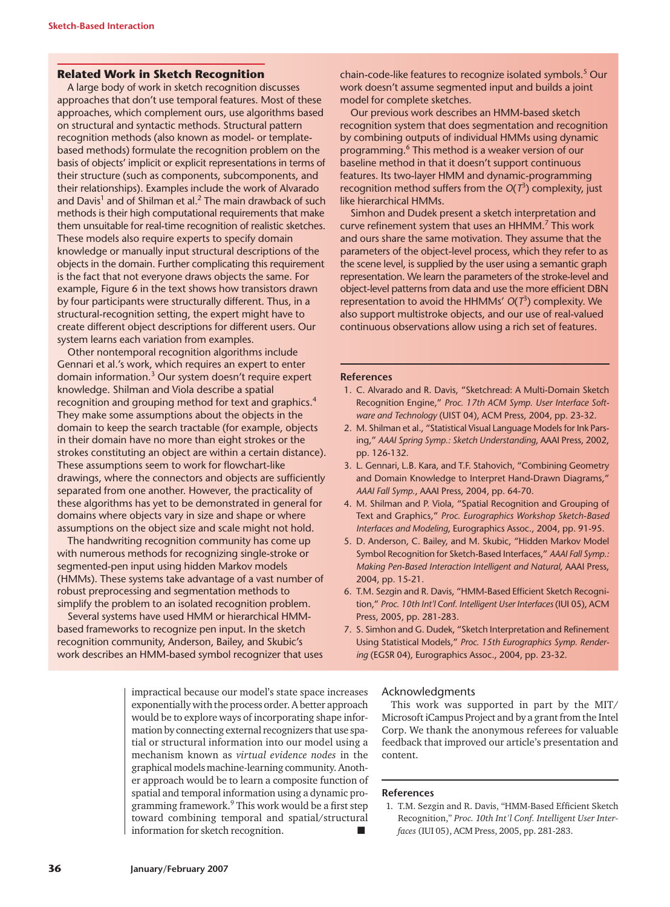## Related Work in Sketch Recognition

A large body of work in sketch recognition discusses approaches that don't use temporal features. Most of these approaches, which complement ours, use algorithms based on structural and syntactic methods. Structural pattern recognition methods (also known as model- or template-based methods) formulate the recognition problem on the basis of objects' implicit or explicit representations in terms of their structure (such as components, subcomponents, and their relationships). Examples include the work of Alvarado and Davis[1] and of Shilman et al.[2] The main drawback of such methods is their high computational requirements that make them unsuitable for real-time recognition of realistic sketches. These models also require experts to specify domain knowledge or manually input structural descriptions of the objects in the domain. Further complicating this requirement is the fact that not everyone draws objects the same. For example, Figure 6 in the text shows how transistors drawn by four participants were structurally different. Thus, in a structural-recognition setting, the expert might have to create different object descriptions for different users. Our system learns each variation from examples.

Other nontemporal recognition algorithms include Gennari et al.'s work, which requires an expert to enter domain information.[3] Our system doesn't require expert knowledge. Shilman and Viola describe a spatial recognition and grouping method for text and graphics.[4] They make some assumptions about the objects in the domain to keep the search tractable (for example, objects in their domain have no more than eight strokes or the strokes constituting an object are within a certain distance). These assumptions seem to work for flowchart-like drawings, where the connectors and objects are sufficiently separated from one another. However, the practicality of these algorithms has yet to be demonstrated in general for domains where objects vary in size and shape or where assumptions on the object size and scale might not hold.

The handwriting recognition community has come up with numerous methods for recognizing single-stroke or segmented-pen input using hidden Markov models (HMMs). These systems take advantage of a vast number of robust preprocessing and segmentation methods to simplify the problem to an isolated recognition problem.

Several systems have used HMM or hierarchical HMM-based frameworks to recognize pen input. In the sketch recognition community, Anderson, Bailey, and Skubic's work describes an HMM-based symbol recognizer that uses chain-code-like features to recognize isolated symbols.[5] Our work doesn't assume segmented input and builds a joint model for complete sketches.

Our previous work describes an HMM-based sketch recognition system that does segmentation and recognition by combining outputs of individual HMMs using dynamic programming.[6] This method is a weaker version of our baseline method in that it doesn't support continuous features. Its two-layer HMM and dynamic-programming recognition method suffers from the $O(T^3)$ complexity, just like hierarchical HMMs.

Simhon and Dudek present a sketch interpretation and curve refinement system that uses an HHMM.[7] This work and ours share the same motivation. They assume that the parameters of the object-level process, which they refer to as the scene level, is supplied by the user using a semantic graph representation. We learn the parameters of the stroke-level and object-level patterns from data and use the more efficient DBN representation to avoid the HHMMs' $O(T^3)$ complexity. We also support multistroke objects, and our use of real-valued continuous observations allow using a rich set of features.

### References

1. C. Alvarado and R. Davis, "Sketchread: A Multi-Domain Sketch Recognition Engine," *Proc. 17th ACM Symp. User Interface Software and Technology* (UIST 04), ACM Press, 2004, pp. 23-32.
2. M. Shilman et al., "Statistical Visual Language Models for Ink Parsing," *AAAI Spring Symp.: Sketch Understanding*, AAAI Press, 2002, pp. 126-132.
3. L. Gennari, L.B. Kara, and T.F. Stahovich, "Combining Geometry and Domain Knowledge to Interpret Hand-Drawn Diagrams," *AAAI Fall Symp.*, AAAI Press, 2004, pp. 64-70.
4. M. Shilman and P. Viola, "Spatial Recognition and Grouping of Text and Graphics," *Proc. Eurographics Workshop Sketch-Based Interfaces and Modeling*, Eurographics Assoc., 2004, pp. 91-95.
5. D. Anderson, C. Bailey, and M. Skubic, "Hidden Markov Model Symbol Recognition for Sketch-Based Interfaces," *AAAI Fall Symp.: Making Pen-Based Interaction Intelligent and Natural*, AAAI Press, 2004, pp. 15-21.
6. T.M. Sezgin and R. Davis, "HMM-Based Efficient Sketch Recognition," *Proc. 10th Int'l Conf. Intelligent User Interfaces* (IUI 05), ACM Press, 2005, pp. 281-283.
7. S. Simhon and G. Dudek, "Sketch Interpretation and Refinement Using Statistical Models," *Proc. 15th Eurographics Symp. Rendering* (EGSR 04), Eurographics Assoc., 2004, pp. 23-32.

---

impractical because our model's state space increases exponentially with the process order. A better approach would be to explore ways of incorporating shape information by connecting external recognizers that use spatial or structural information into our model using a mechanism known as *virtual evidence nodes* in the graphical models machine-learning community. Another approach would be to learn a composite function of spatial and temporal information using a dynamic programming framework.[9] This work would be a first step toward combining temporal and spatial/structural information for sketch recognition. ■

## Acknowledgments

This work was supported in part by the MIT/Microsoft iCampus Project and by a grant from the Intel Corp. We thank the anonymous referees for valuable feedback that improved our article's presentation and content.

## References

1. T.M. Sezgin and R. Davis, "HMM-Based Efficient Sketch Recognition," *Proc. 10th Int'l Conf. Intelligent User Interfaces* (IUI 05), ACM Press, 2005, pp. 281-283.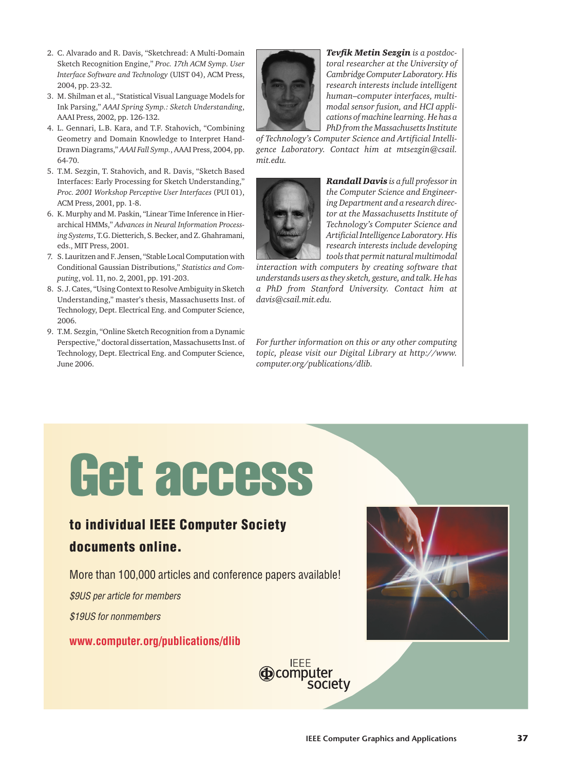2. C. Alvarado and R. Davis, "Sketchread: A Multi-Domain Sketch Recognition Engine," *Proc. 17th ACM Symp. User Interface Software and Technology* (UIST 04), ACM Press, 2004, pp. 23-32.
3. M. Shilman et al., "Statistical Visual Language Models for Ink Parsing," *AAAI Spring Symp.: Sketch Understanding*, AAAI Press, 2002, pp. 126-132.
4. L. Gennari, L.B. Kara, and T.F. Stahovich, "Combining Geometry and Domain Knowledge to Interpret Hand-Drawn Diagrams," *AAAI Fall Symp.*, AAAI Press, 2004, pp. 64-70.
5. T.M. Sezgin, T. Stahovich, and R. Davis, "Sketch Based Interfaces: Early Processing for Sketch Understanding," *Proc. 2001 Workshop Perceptive User Interfaces* (PUI 01), ACM Press, 2001, pp. 1-8.
6. K. Murphy and M. Paskin, "Linear Time Inference in Hierarchical HMMs," *Advances in Neural Information Processing Systems*, T.G. Dietterich, S. Becker, and Z. Ghahramani, eds., MIT Press, 2001.
7. S. Lauritzen and F. Jensen, "Stable Local Computation with Conditional Gaussian Distributions," *Statistics and Computing*, vol. 11, no. 2, 2001, pp. 191-203.
8. S. J. Cates, "Using Context to Resolve Ambiguity in Sketch Understanding," master's thesis, Massachusetts Inst. of Technology, Dept. Electrical Eng. and Computer Science, 2006.
9. T.M. Sezgin, "Online Sketch Recognition from a Dynamic Perspective," doctoral dissertation, Massachusetts Inst. of Technology, Dept. Electrical Eng. and Computer Science, June 2006.

***Tevfik Metin Sezgin*** *is a postdoctoral researcher at the University of Cambridge Computer Laboratory. His research interests include intelligent human–computer interfaces, multimodal sensor fusion, and HCI applications of machine learning. He has a PhD from the Massachusetts Institute of Technology's Computer Science and Artificial Intelligence Laboratory. Contact him at mtsezgin@csail.mit.edu.*

***Randall Davis*** *is a full professor in the Computer Science and Engineering Department and a research director at the Massachusetts Institute of Technology's Computer Science and Artificial Intelligence Laboratory. His research interests include developing tools that permit natural multimodal interaction with computers by creating software that understands users as they sketch, gesture, and talk. He has a PhD from Stanford University. Contact him at davis@csail.mit.edu.*

*For further information on this or any other computing topic, please visit our Digital Library at http://www.computer.org/publications/dlib.*

# Get access

**to individual IEEE Computer Society documents online.**

More than 100,000 articles and conference papers available!

*$9US per article for members*

*$19US for nonmembers*

**www.computer.org/publications/dlib**

IEEE computer society